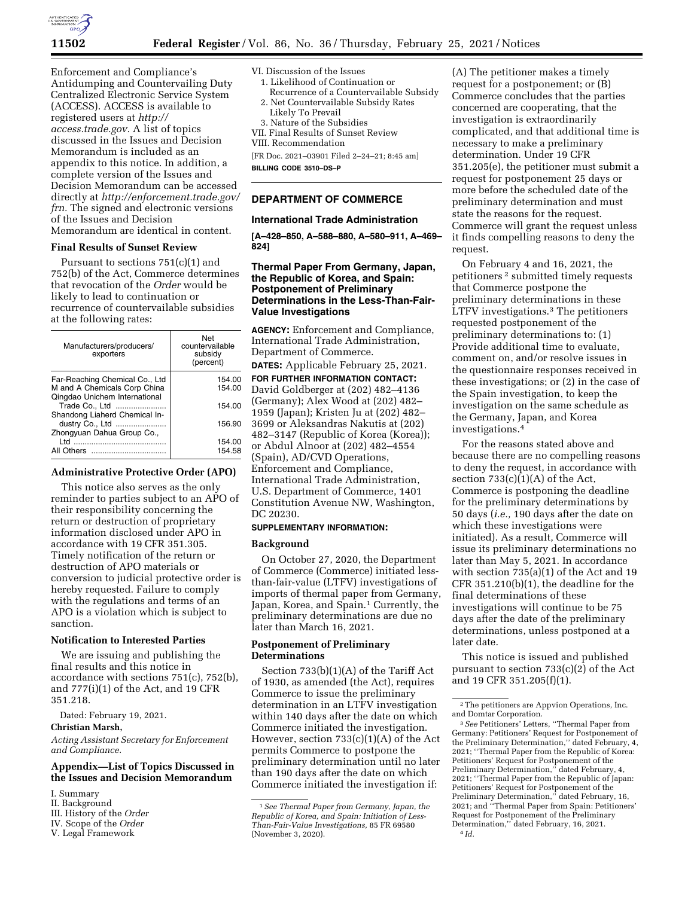Enforcement and Compliance's Antidumping and Countervailing Duty Centralized Electronic Service System (ACCESS). ACCESS is available to registered users at *http://access.trade.gov*. A list of topics discussed in the Issues and Decision Memorandum is included as an appendix to this notice. In addition, a complete version of the Issues and Decision Memorandum can be accessed directly at *http://enforcement.trade.gov/frn*. The signed and electronic versions of the Issues and Decision Memorandum are identical in content.

### Final Results of Sunset Review

Pursuant to sections 751(c)(1) and 752(b) of the Act, Commerce determines that revocation of the *Order* would be likely to lead to continuation or recurrence of countervailable subsidies at the following rates:

| Manufacturers/producers/exporters | Net countervailable subsidy (percent) |
|---|---|
| Far-Reaching Chemical Co., Ltd | 154.00 |
| M and A Chemicals Corp China | 154.00 |
| Qingdao Unichem International Trade Co., Ltd | 154.00 |
| Shandong Liaherd Chemical Industry Co., Ltd | 156.90 |
| Zhongyuan Dahua Group Co., Ltd | 154.00 |
| All Others | 154.58 |

### Administrative Protective Order (APO)

This notice also serves as the only reminder to parties subject to an APO of their responsibility concerning the return or destruction of proprietary information disclosed under APO in accordance with 19 CFR 351.305. Timely notification of the return or destruction of APO materials or conversion to judicial protective order is hereby requested. Failure to comply with the regulations and terms of an APO is a violation which is subject to sanction.

### Notification to Interested Parties

We are issuing and publishing the final results and this notice in accordance with sections 751(c), 752(b), and 777(i)(1) of the Act, and 19 CFR 351.218.

Dated: February 19, 2021.

**Christian Marsh,**

*Acting Assistant Secretary for Enforcement and Compliance.*

### Appendix—List of Topics Discussed in the Issues and Decision Memorandum

I. Summary
II. Background
III. History of the *Order*
IV. Scope of the *Order*
V. Legal Framework
VI. Discussion of the Issues
   1. Likelihood of Continuation or Recurrence of a Countervailable Subsidy
   2. Net Countervailable Subsidy Rates Likely To Prevail
   3. Nature of the Subsidies
VII. Final Results of Sunset Review
VIII. Recommendation

[FR Doc. 2021–03901 Filed 2–24–21; 8:45 am]

**BILLING CODE 3510–DS–P**

## DEPARTMENT OF COMMERCE

### International Trade Administration

**[A–428–850, A–588–880, A–580–911, A–469–824]**

### Thermal Paper From Germany, Japan, the Republic of Korea, and Spain: Postponement of Preliminary Determinations in the Less-Than-Fair-Value Investigations

**AGENCY:** Enforcement and Compliance, International Trade Administration, Department of Commerce.

**DATES:** Applicable February 25, 2021.

**FOR FURTHER INFORMATION CONTACT:** David Goldberger at (202) 482–4136 (Germany); Alex Wood at (202) 482–1959 (Japan); Kristen Ju at (202) 482–3699 or Aleksandras Nakutis at (202) 482–3147 (Republic of Korea (Korea)); or Abdul Alnoor at (202) 482–4554 (Spain), AD/CVD Operations, Enforcement and Compliance, International Trade Administration, U.S. Department of Commerce, 1401 Constitution Avenue NW, Washington, DC 20230.

**SUPPLEMENTARY INFORMATION:**

### Background

On October 27, 2020, the Department of Commerce (Commerce) initiated less-than-fair-value (LTFV) investigations of imports of thermal paper from Germany, Japan, Korea, and Spain.[1] Currently, the preliminary determinations are due no later than March 16, 2021.

### Postponement of Preliminary Determinations

Section 733(b)(1)(A) of the Tariff Act of 1930, as amended (the Act), requires Commerce to issue the preliminary determination in an LTFV investigation within 140 days after the date on which Commerce initiated the investigation. However, section 733(c)(1)(A) of the Act permits Commerce to postpone the preliminary determination until no later than 190 days after the date on which Commerce initiated the investigation if: (A) The petitioner makes a timely request for a postponement; or (B) Commerce concludes that the parties concerned are cooperating, that the investigation is extraordinarily complicated, and that additional time is necessary to make a preliminary determination. Under 19 CFR 351.205(e), the petitioner must submit a request for postponement 25 days or more before the scheduled date of the preliminary determination and must state the reasons for the request. Commerce will grant the request unless it finds compelling reasons to deny the request.

On February 4 and 16, 2021, the petitioners[2] submitted timely requests that Commerce postpone the preliminary determinations in these LTFV investigations.[3] The petitioners requested postponement of the preliminary determinations to: (1) Provide additional time to evaluate, comment on, and/or resolve issues in the questionnaire responses received in these investigations; or (2) in the case of the Spain investigation, to keep the investigation on the same schedule as the Germany, Japan, and Korea investigations.[4]

For the reasons stated above and because there are no compelling reasons to deny the request, in accordance with section 733(c)(1)(A) of the Act, Commerce is postponing the deadline for the preliminary determinations by 50 days (*i.e.,* 190 days after the date on which these investigations were initiated). As a result, Commerce will issue its preliminary determinations no later than May 5, 2021. In accordance with section 735(a)(1) of the Act and 19 CFR 351.210(b)(1), the deadline for the final determinations of these investigations will continue to be 75 days after the date of the preliminary determinations, unless postponed at a later date.

This notice is issued and published pursuant to section 733(c)(2) of the Act and 19 CFR 351.205(f)(1).

---

[1] *See Thermal Paper from Germany, Japan, the Republic of Korea, and Spain: Initiation of Less-Than-Fair-Value Investigations,* 85 FR 69580 (November 3, 2020).

[2] The petitioners are Appvion Operations, Inc. and Domtar Corporation.

[3] *See* Petitioners' Letters, ''Thermal Paper from Germany: Petitioners' Request for Postponement of the Preliminary Determination,'' dated February, 4, 2021; ''Thermal Paper from the Republic of Korea: Petitioners' Request for Postponement of the Preliminary Determination,'' dated February, 4, 2021; ''Thermal Paper from the Republic of Japan: Petitioners' Request for Postponement of the Preliminary Determination,'' dated February, 16, 2021; and ''Thermal Paper from Spain: Petitioners' Request for Postponement of the Preliminary Determination,'' dated February, 16, 2021.

[4] *Id.*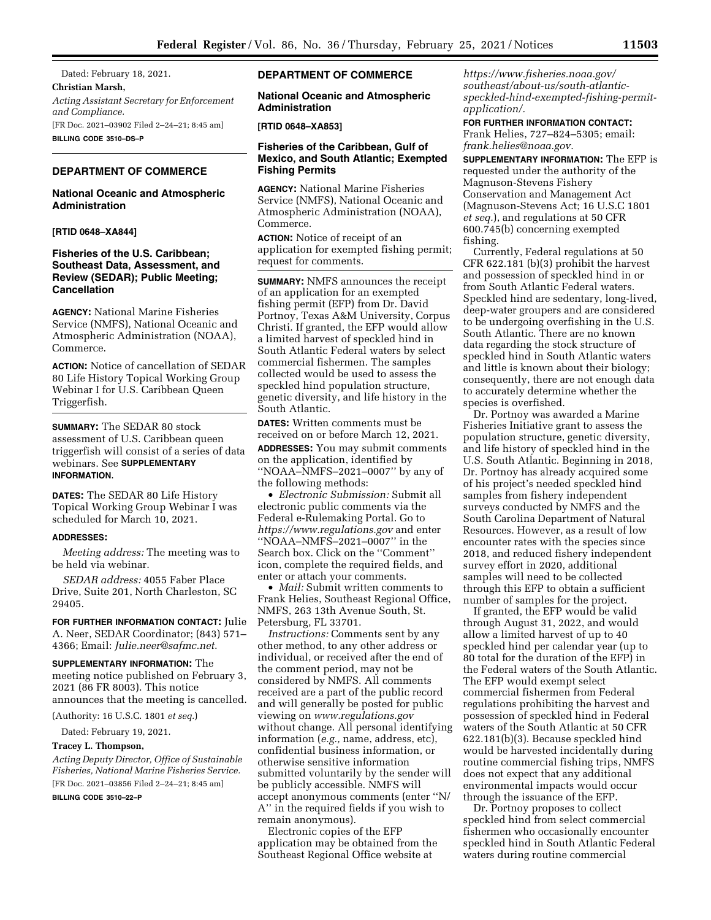Dated: February 18, 2021.

**Christian Marsh,**

*Acting Assistant Secretary for Enforcement and Compliance.*

[FR Doc. 2021–03902 Filed 2–24–21; 8:45 am]

**BILLING CODE 3510–DS–P**

---

## DEPARTMENT OF COMMERCE

### National Oceanic and Atmospheric Administration

**[RTID 0648–XA844]**

### Fisheries of the U.S. Caribbean; Southeast Data, Assessment, and Review (SEDAR); Public Meeting; Cancellation

**AGENCY:** National Marine Fisheries Service (NMFS), National Oceanic and Atmospheric Administration (NOAA), Commerce.

**ACTION:** Notice of cancellation of SEDAR 80 Life History Topical Working Group Webinar I for U.S. Caribbean Queen Triggerfish.

**SUMMARY:** The SEDAR 80 stock assessment of U.S. Caribbean queen triggerfish will consist of a series of data webinars. See **SUPPLEMENTARY INFORMATION**.

**DATES:** The SEDAR 80 Life History Topical Working Group Webinar I was scheduled for March 10, 2021.

**ADDRESSES:**

*Meeting address:* The meeting was to be held via webinar.

*SEDAR address:* 4055 Faber Place Drive, Suite 201, North Charleston, SC 29405.

**FOR FURTHER INFORMATION CONTACT:** Julie A. Neer, SEDAR Coordinator; (843) 571–4366; Email: *Julie.neer@safmc.net*.

**SUPPLEMENTARY INFORMATION:** The meeting notice published on February 3, 2021 (86 FR 8003). This notice announces that the meeting is cancelled.

(Authority: 16 U.S.C. 1801 *et seq.*)

Dated: February 19, 2021.

**Tracey L. Thompson,**

*Acting Deputy Director, Office of Sustainable Fisheries, National Marine Fisheries Service.*

[FR Doc. 2021–03856 Filed 2–24–21; 8:45 am]

**BILLING CODE 3510–22–P**

---

## DEPARTMENT OF COMMERCE

### National Oceanic and Atmospheric Administration

**[RTID 0648–XA853]**

### Fisheries of the Caribbean, Gulf of Mexico, and South Atlantic; Exempted Fishing Permits

**AGENCY:** National Marine Fisheries Service (NMFS), National Oceanic and Atmospheric Administration (NOAA), Commerce.

**ACTION:** Notice of receipt of an application for exempted fishing permit; request for comments.

**SUMMARY:** NMFS announces the receipt of an application for an exempted fishing permit (EFP) from Dr. David Portnoy, Texas A&M University, Corpus Christi. If granted, the EFP would allow a limited harvest of speckled hind in South Atlantic Federal waters by select commercial fishermen. The samples collected would be used to assess the speckled hind population structure, genetic diversity, and life history in the South Atlantic.

**DATES:** Written comments must be received on or before March 12, 2021.

**ADDRESSES:** You may submit comments on the application, identified by ''NOAA–NMFS–2021–0007'' by any of the following methods:

- *Electronic Submission:* Submit all electronic public comments via the Federal e-Rulemaking Portal. Go to *https://www.regulations.gov* and enter ''NOAA–NMFS–2021–0007'' in the Search box. Click on the ''Comment'' icon, complete the required fields, and enter or attach your comments.
- *Mail:* Submit written comments to Frank Helies, Southeast Regional Office, NMFS, 263 13th Avenue South, St. Petersburg, FL 33701.

*Instructions:* Comments sent by any other method, to any other address or individual, or received after the end of the comment period, may not be considered by NMFS. All comments received are a part of the public record and will generally be posted for public viewing on *www.regulations.gov* without change. All personal identifying information (*e.g.,* name, address, etc), confidential business information, or otherwise sensitive information submitted voluntarily by the sender will be publicly accessible. NMFS will accept anonymous comments (enter ''N/A'' in the required fields if you wish to remain anonymous).

Electronic copies of the EFP application may be obtained from the Southeast Regional Office website at *https://www.fisheries.noaa.gov/southeast/about-us/south-atlantic-speckled-hind-exempted-fishing-permit-application/.*

**FOR FURTHER INFORMATION CONTACT:** Frank Helies, 727–824–5305; email: *frank.helies@noaa.gov.*

**SUPPLEMENTARY INFORMATION:** The EFP is requested under the authority of the Magnuson-Stevens Fishery Conservation and Management Act (Magnuson-Stevens Act; 16 U.S.C 1801 *et seq.*), and regulations at 50 CFR 600.745(b) concerning exempted fishing.

Currently, Federal regulations at 50 CFR 622.181 (b)(3) prohibit the harvest and possession of speckled hind in or from South Atlantic Federal waters. Speckled hind are sedentary, long-lived, deep-water groupers and are considered to be undergoing overfishing in the U.S. South Atlantic. There are no known data regarding the stock structure of speckled hind in South Atlantic waters and little is known about their biology; consequently, there are not enough data to accurately determine whether the species is overfished.

Dr. Portnoy was awarded a Marine Fisheries Initiative grant to assess the population structure, genetic diversity, and life history of speckled hind in the U.S. South Atlantic. Beginning in 2018, Dr. Portnoy has already acquired some of his project's needed speckled hind samples from fishery independent surveys conducted by NMFS and the South Carolina Department of Natural Resources. However, as a result of low encounter rates with the species since 2018, and reduced fishery independent survey effort in 2020, additional samples will need to be collected through this EFP to obtain a sufficient number of samples for the project.

If granted, the EFP would be valid through August 31, 2022, and would allow a limited harvest of up to 40 speckled hind per calendar year (up to 80 total for the duration of the EFP) in the Federal waters of the South Atlantic. The EFP would exempt select commercial fishermen from Federal regulations prohibiting the harvest and possession of speckled hind in Federal waters of the South Atlantic at 50 CFR 622.181(b)(3). Because speckled hind would be harvested incidentally during routine commercial fishing trips, NMFS does not expect that any additional environmental impacts would occur through the issuance of the EFP.

Dr. Portnoy proposes to collect speckled hind from select commercial fishermen who occasionally encounter speckled hind in South Atlantic Federal waters during routine commercial